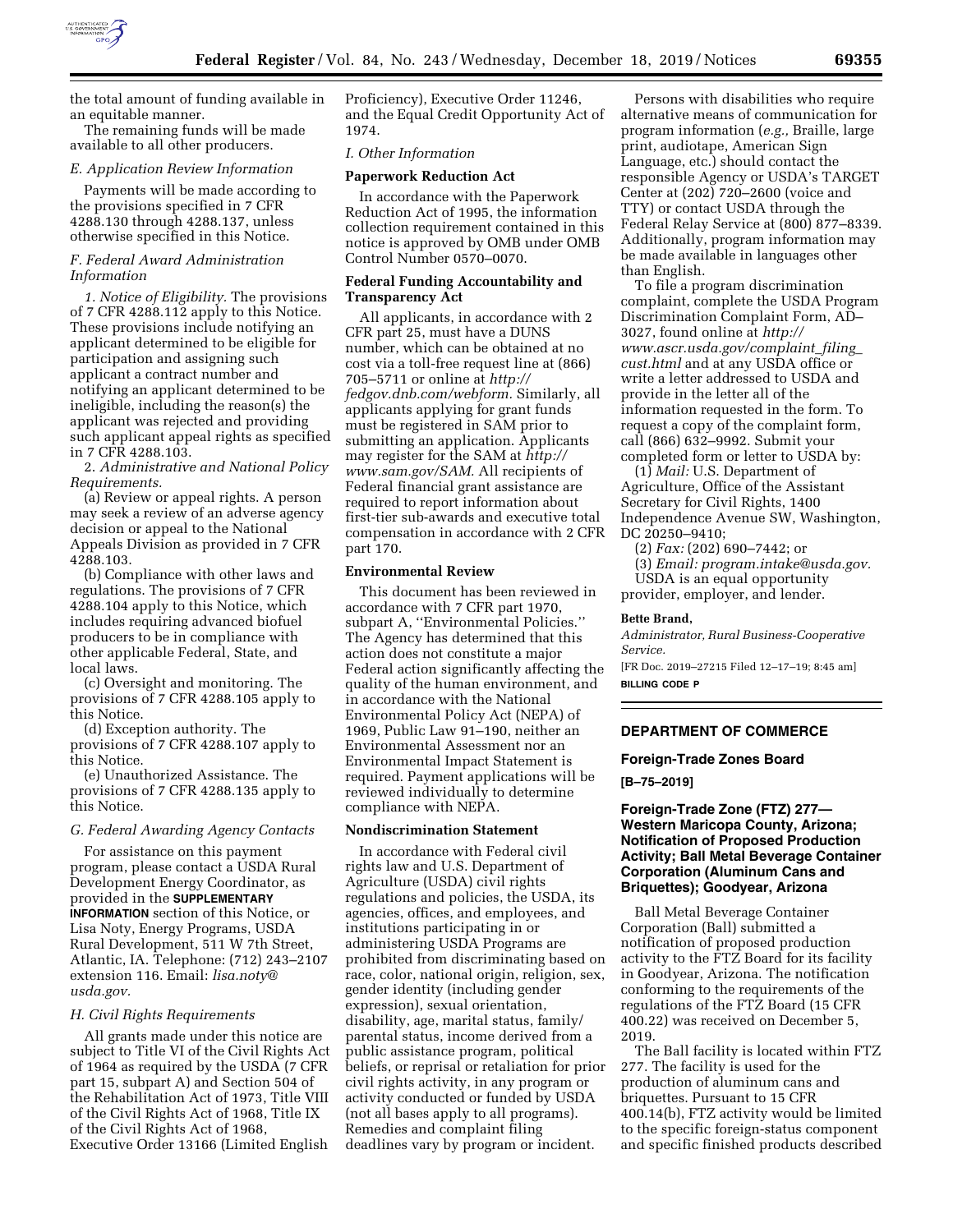the total amount of funding available in an equitable manner.

The remaining funds will be made available to all other producers.

*E. Application Review Information*

Payments will be made according to the provisions specified in 7 CFR 4288.130 through 4288.137, unless otherwise specified in this Notice.

*F. Federal Award Administration Information*

*1. Notice of Eligibility.* The provisions of 7 CFR 4288.112 apply to this Notice. These provisions include notifying an applicant determined to be eligible for participation and assigning such applicant a contract number and notifying an applicant determined to be ineligible, including the reason(s) the applicant was rejected and providing such applicant appeal rights as specified in 7 CFR 4288.103.

2. *Administrative and National Policy Requirements.*

(a) Review or appeal rights. A person may seek a review of an adverse agency decision or appeal to the National Appeals Division as provided in 7 CFR 4288.103.

(b) Compliance with other laws and regulations. The provisions of 7 CFR 4288.104 apply to this Notice, which includes requiring advanced biofuel producers to be in compliance with other applicable Federal, State, and local laws.

(c) Oversight and monitoring. The provisions of 7 CFR 4288.105 apply to this Notice.

(d) Exception authority. The provisions of 7 CFR 4288.107 apply to this Notice.

(e) Unauthorized Assistance. The provisions of 7 CFR 4288.135 apply to this Notice.

*G. Federal Awarding Agency Contacts*

For assistance on this payment program, please contact a USDA Rural Development Energy Coordinator, as provided in the **SUPPLEMENTARY INFORMATION** section of this Notice, or Lisa Noty, Energy Programs, USDA Rural Development, 511 W 7th Street, Atlantic, IA. Telephone: (712) 243–2107 extension 116. Email: *lisa.noty@usda.gov.*

*H. Civil Rights Requirements*

All grants made under this notice are subject to Title VI of the Civil Rights Act of 1964 as required by the USDA (7 CFR part 15, subpart A) and Section 504 of the Rehabilitation Act of 1973, Title VIII of the Civil Rights Act of 1968, Title IX of the Civil Rights Act of 1968, Executive Order 13166 (Limited English Proficiency), Executive Order 11246, and the Equal Credit Opportunity Act of 1974.

*I. Other Information*

**Paperwork Reduction Act**

In accordance with the Paperwork Reduction Act of 1995, the information collection requirement contained in this notice is approved by OMB under OMB Control Number 0570–0070.

**Federal Funding Accountability and Transparency Act**

All applicants, in accordance with 2 CFR part 25, must have a DUNS number, which can be obtained at no cost via a toll-free request line at (866) 705–5711 or online at *http://fedgov.dnb.com/webform.* Similarly, all applicants applying for grant funds must be registered in SAM prior to submitting an application. Applicants may register for the SAM at *http://www.sam.gov/SAM.* All recipients of Federal financial grant assistance are required to report information about first-tier sub-awards and executive total compensation in accordance with 2 CFR part 170.

**Environmental Review**

This document has been reviewed in accordance with 7 CFR part 1970, subpart A, ''Environmental Policies.'' The Agency has determined that this action does not constitute a major Federal action significantly affecting the quality of the human environment, and in accordance with the National Environmental Policy Act (NEPA) of 1969, Public Law 91–190, neither an Environmental Assessment nor an Environmental Impact Statement is required. Payment applications will be reviewed individually to determine compliance with NEPA.

**Nondiscrimination Statement**

In accordance with Federal civil rights law and U.S. Department of Agriculture (USDA) civil rights regulations and policies, the USDA, its agencies, offices, and employees, and institutions participating in or administering USDA Programs are prohibited from discriminating based on race, color, national origin, religion, sex, gender identity (including gender expression), sexual orientation, disability, age, marital status, family/parental status, income derived from a public assistance program, political beliefs, or reprisal or retaliation for prior civil rights activity, in any program or activity conducted or funded by USDA (not all bases apply to all programs). Remedies and complaint filing deadlines vary by program or incident.

Persons with disabilities who require alternative means of communication for program information (*e.g.,* Braille, large print, audiotape, American Sign Language, etc.) should contact the responsible Agency or USDA's TARGET Center at (202) 720–2600 (voice and TTY) or contact USDA through the Federal Relay Service at (800) 877–8339. Additionally, program information may be made available in languages other than English.

To file a program discrimination complaint, complete the USDA Program Discrimination Complaint Form, AD–3027, found online at *http://www.ascr.usda.gov/complaint_filing_cust.html* and at any USDA office or write a letter addressed to USDA and provide in the letter all of the information requested in the form. To request a copy of the complaint form, call (866) 632–9992. Submit your completed form or letter to USDA by:

(1) *Mail:* U.S. Department of Agriculture, Office of the Assistant Secretary for Civil Rights, 1400 Independence Avenue SW, Washington, DC 20250–9410;

(2) *Fax:* (202) 690–7442; or

(3) *Email: program.intake@usda.gov.*

USDA is an equal opportunity provider, employer, and lender.

**Bette Brand,**

*Administrator, Rural Business-Cooperative Service.*

[FR Doc. 2019–27215 Filed 12–17–19; 8:45 am]

**BILLING CODE P**

## DEPARTMENT OF COMMERCE

### Foreign-Trade Zones Board

**[B–75–2019]**

### Foreign-Trade Zone (FTZ) 277—Western Maricopa County, Arizona; Notification of Proposed Production Activity; Ball Metal Beverage Container Corporation (Aluminum Cans and Briquettes); Goodyear, Arizona

Ball Metal Beverage Container Corporation (Ball) submitted a notification of proposed production activity to the FTZ Board for its facility in Goodyear, Arizona. The notification conforming to the requirements of the regulations of the FTZ Board (15 CFR 400.22) was received on December 5, 2019.

The Ball facility is located within FTZ 277. The facility is used for the production of aluminum cans and briquettes. Pursuant to 15 CFR 400.14(b), FTZ activity would be limited to the specific foreign-status component and specific finished products described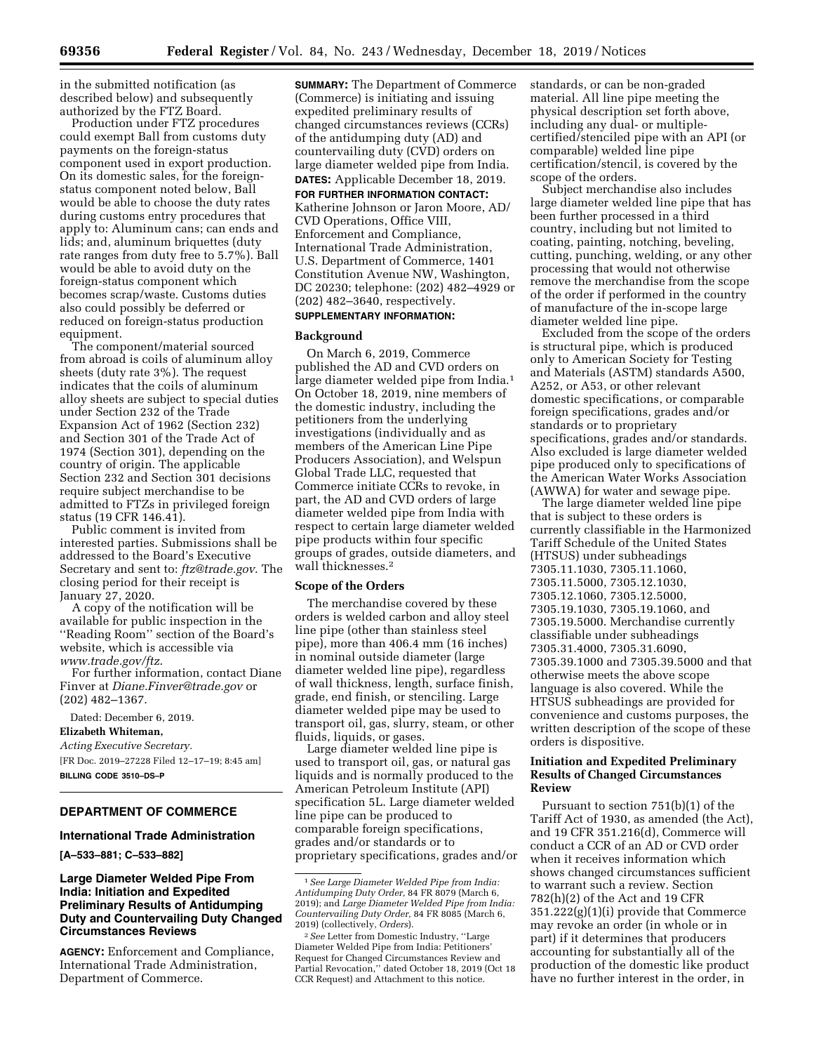in the submitted notification (as described below) and subsequently authorized by the FTZ Board.

Production under FTZ procedures could exempt Ball from customs duty payments on the foreign-status component used in export production. On its domestic sales, for the foreign-status component noted below, Ball would be able to choose the duty rates during customs entry procedures that apply to: Aluminum cans; can ends and lids; and, aluminum briquettes (duty rate ranges from duty free to 5.7%). Ball would be able to avoid duty on the foreign-status component which becomes scrap/waste. Customs duties also could possibly be deferred or reduced on foreign-status production equipment.

The component/material sourced from abroad is coils of aluminum alloy sheets (duty rate 3%). The request indicates that the coils of aluminum alloy sheets are subject to special duties under Section 232 of the Trade Expansion Act of 1962 (Section 232) and Section 301 of the Trade Act of 1974 (Section 301), depending on the country of origin. The applicable Section 232 and Section 301 decisions require subject merchandise to be admitted to FTZs in privileged foreign status (19 CFR 146.41).

Public comment is invited from interested parties. Submissions shall be addressed to the Board's Executive Secretary and sent to: *ftz@trade.gov*. The closing period for their receipt is January 27, 2020.

A copy of the notification will be available for public inspection in the ''Reading Room'' section of the Board's website, which is accessible via *www.trade.gov/ftz*.

For further information, contact Diane Finver at *Diane.Finver@trade.gov* or (202) 482–1367.

Dated: December 6, 2019.

**Elizabeth Whiteman,**

*Acting Executive Secretary.*

[FR Doc. 2019–27228 Filed 12–17–19; 8:45 am]

**BILLING CODE 3510–DS–P**

## DEPARTMENT OF COMMERCE

### International Trade Administration

**[A–533–881; C–533–882]**

### Large Diameter Welded Pipe From India: Initiation and Expedited Preliminary Results of Antidumping Duty and Countervailing Duty Changed Circumstances Reviews

**AGENCY:** Enforcement and Compliance, International Trade Administration, Department of Commerce.

**SUMMARY:** The Department of Commerce (Commerce) is initiating and issuing expedited preliminary results of changed circumstances reviews (CCRs) of the antidumping duty (AD) and countervailing duty (CVD) orders on large diameter welded pipe from India.

**DATES:** Applicable December 18, 2019.

**FOR FURTHER INFORMATION CONTACT:** Katherine Johnson or Jaron Moore, AD/CVD Operations, Office VIII, Enforcement and Compliance, International Trade Administration, U.S. Department of Commerce, 1401 Constitution Avenue NW, Washington, DC 20230; telephone: (202) 482–4929 or (202) 482–3640, respectively.

**SUPPLEMENTARY INFORMATION:**

#### Background

On March 6, 2019, Commerce published the AD and CVD orders on large diameter welded pipe from India.[1] On October 18, 2019, nine members of the domestic industry, including the petitioners from the underlying investigations (individually and as members of the American Line Pipe Producers Association), and Welspun Global Trade LLC, requested that Commerce initiate CCRs to revoke, in part, the AD and CVD orders of large diameter welded pipe from India with respect to certain large diameter welded pipe products within four specific groups of grades, outside diameters, and wall thicknesses.[2]

#### Scope of the Orders

The merchandise covered by these orders is welded carbon and alloy steel line pipe (other than stainless steel pipe), more than 406.4 mm (16 inches) in nominal outside diameter (large diameter welded line pipe), regardless of wall thickness, length, surface finish, grade, end finish, or stenciling. Large diameter welded pipe may be used to transport oil, gas, slurry, steam, or other fluids, liquids, or gases.

Large diameter welded line pipe is used to transport oil, gas, or natural gas liquids and is normally produced to the American Petroleum Institute (API) specification 5L. Large diameter welded line pipe can be produced to comparable foreign specifications, grades and/or standards or to proprietary specifications, grades and/or standards, or can be non-graded material. All line pipe meeting the physical description set forth above, including any dual- or multiple-certified/stenciled pipe with an API (or comparable) welded line pipe certification/stencil, is covered by the scope of the orders.

Subject merchandise also includes large diameter welded line pipe that has been further processed in a third country, including but not limited to coating, painting, notching, beveling, cutting, punching, welding, or any other processing that would not otherwise remove the merchandise from the scope of the order if performed in the country of manufacture of the in-scope large diameter welded line pipe.

Excluded from the scope of the orders is structural pipe, which is produced only to American Society for Testing and Materials (ASTM) standards A500, A252, or A53, or other relevant domestic specifications, or comparable foreign specifications, grades and/or standards or to proprietary specifications, grades and/or standards. Also excluded is large diameter welded pipe produced only to specifications of the American Water Works Association (AWWA) for water and sewage pipe.

The large diameter welded line pipe that is subject to these orders is currently classifiable in the Harmonized Tariff Schedule of the United States (HTSUS) under subheadings 7305.11.1030, 7305.11.1060, 7305.11.5000, 7305.12.1030, 7305.12.1060, 7305.12.5000, 7305.19.1030, 7305.19.1060, and 7305.19.5000. Merchandise currently classifiable under subheadings 7305.31.4000, 7305.31.6090, 7305.39.1000 and 7305.39.5000 and that otherwise meets the above scope language is also covered. While the HTSUS subheadings are provided for convenience and customs purposes, the written description of the scope of these orders is dispositive.

#### Initiation and Expedited Preliminary Results of Changed Circumstances Review

Pursuant to section 751(b)(1) of the Tariff Act of 1930, as amended (the Act), and 19 CFR 351.216(d), Commerce will conduct a CCR of an AD or CVD order when it receives information which shows changed circumstances sufficient to warrant such a review. Section 782(h)(2) of the Act and 19 CFR 351.222(g)(1)(i) provide that Commerce may revoke an order (in whole or in part) if it determines that producers accounting for substantially all of the production of the domestic like product have no further interest in the order, in

---

[1] *See Large Diameter Welded Pipe from India: Antidumping Duty Order*, 84 FR 8079 (March 6, 2019); and *Large Diameter Welded Pipe from India: Countervailing Duty Order*, 84 FR 8085 (March 6, 2019) (collectively, *Orders*).

[2] *See* Letter from Domestic Industry, ''Large Diameter Welded Pipe from India: Petitioners' Request for Changed Circumstances Review and Partial Revocation,'' dated October 18, 2019 (Oct 18 CCR Request) and Attachment to this notice.